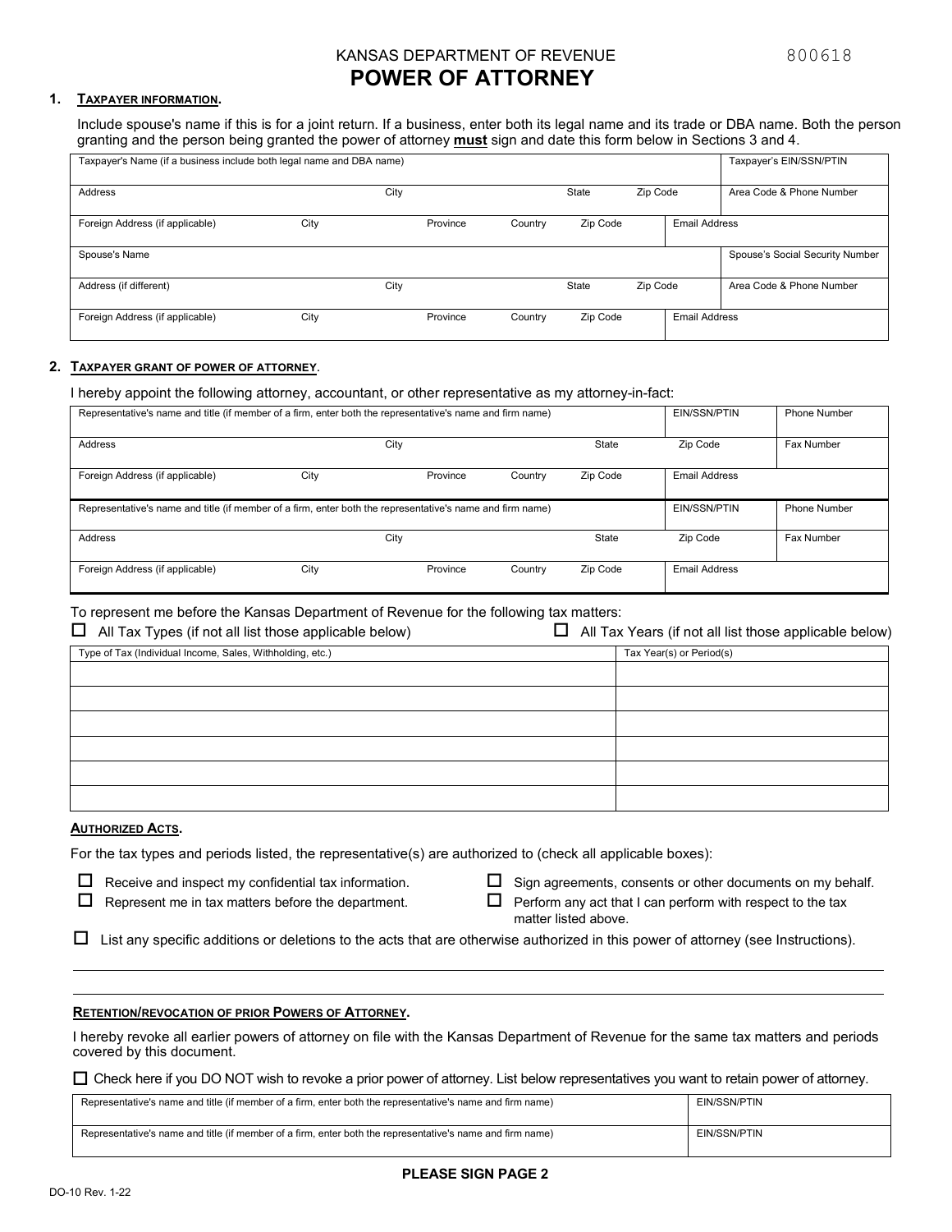KANSAS DEPARTMENT OF REVENUE 800618

# POWER OF ATTORNEY

## 1. TAXPAYER INFORMATION.

Include spouse's name if this is for a joint return. If a business, enter both its legal name and its trade or DBA name. Both the person granting and the person being granted the power of attorney **must** sign and date this form below in Sections 3 and 4.

| Taxpayer's Name (if a business include both legal name and DBA name) | | | | | | Taxpayer's EIN/SSN/PTIN |
|---|---|---|---|---|---|---|
| Address | | City | | State | Zip Code | Area Code & Phone Number |
| Foreign Address (if applicable) | City | Province | Country | Zip Code | Email Address | |
| Spouse's Name | | | | | | Spouse's Social Security Number |
| Address (if different) | | City | | State | Zip Code | Area Code & Phone Number |
| Foreign Address (if applicable) | City | Province | Country | Zip Code | Email Address | |

## 2. TAXPAYER GRANT OF POWER OF ATTORNEY.

I hereby appoint the following attorney, accountant, or other representative as my attorney-in-fact:

| Representative's name and title (if member of a firm, enter both the representative's name and firm name) | | | | | EIN/SSN/PTIN | Phone Number |
|---|---|---|---|---|---|---|
| Address | | City | | State | Zip Code | Fax Number |
| Foreign Address (if applicable) | City | Province | Country | Zip Code | Email Address | |
| Representative's name and title (if member of a firm, enter both the representative's name and firm name) | | | | | EIN/SSN/PTIN | Phone Number |
| Address | | City | | State | Zip Code | Fax Number |
| Foreign Address (if applicable) | City | Province | Country | Zip Code | Email Address | |

To represent me before the Kansas Department of Revenue for the following tax matters:

☐ All Tax Types (if not all list those applicable below) ☐ All Tax Years (if not all list those applicable below)

| Type of Tax (Individual Income, Sales, Withholding, etc.) | Tax Year(s) or Period(s) |
|---|---|
| | |
| | |
| | |
| | |
| | |
| | |

### AUTHORIZED ACTS.

For the tax types and periods listed, the representative(s) are authorized to (check all applicable boxes):

☐ Receive and inspect my confidential tax information.

☐ Represent me in tax matters before the department.

☐ Sign agreements, consents or other documents on my behalf.

☐ Perform any act that I can perform with respect to the tax matter listed above.

☐ List any specific additions or deletions to the acts that are otherwise authorized in this power of attorney (see Instructions).

_______________________________________________

_______________________________________________

### RETENTION/REVOCATION OF PRIOR POWERS OF ATTORNEY.

I hereby revoke all earlier powers of attorney on file with the Kansas Department of Revenue for the same tax matters and periods covered by this document.

☐ Check here if you DO NOT wish to revoke a prior power of attorney. List below representatives you want to retain power of attorney.

| Representative's name and title (if member of a firm, enter both the representative's name and firm name) | EIN/SSN/PTIN |
|---|---|
| Representative's name and title (if member of a firm, enter both the representative's name and firm name) | EIN/SSN/PTIN |

**PLEASE SIGN PAGE 2**

DO-10 Rev. 1-22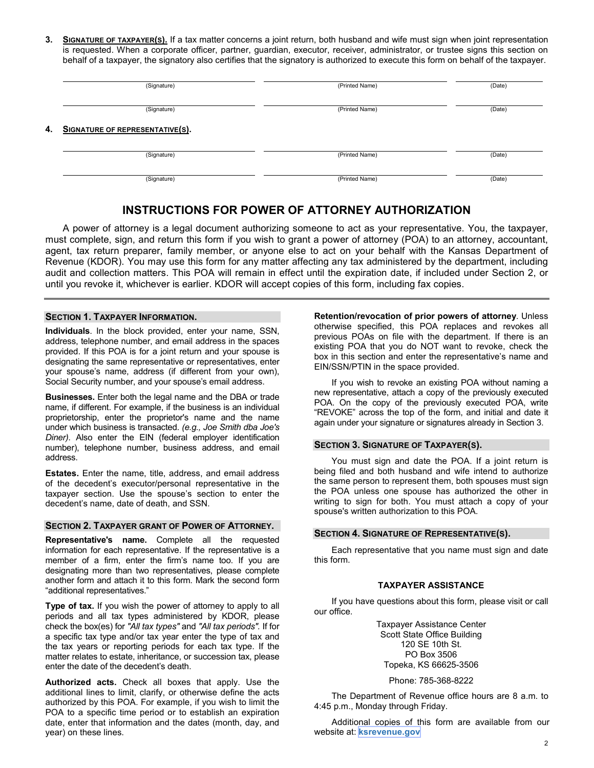3. **SIGNATURE OF TAXPAYER(S).** If a tax matter concerns a joint return, both husband and wife must sign when joint representation is requested. When a corporate officer, partner, guardian, executor, receiver, administrator, or trustee signs this section on behalf of a taxpayer, the signatory also certifies that the signatory is authorized to execute this form on behalf of the taxpayer.

| (Signature) | (Printed Name) | (Date) |
|---|---|---|
| (Signature) | (Printed Name) | (Date) |

4. **SIGNATURE OF REPRESENTATIVE(S).**

| (Signature) | (Printed Name) | (Date) |
|---|---|---|
| (Signature) | (Printed Name) | (Date) |

## INSTRUCTIONS FOR POWER OF ATTORNEY AUTHORIZATION

A power of attorney is a legal document authorizing someone to act as your representative. You, the taxpayer, must complete, sign, and return this form if you wish to grant a power of attorney (POA) to an attorney, accountant, agent, tax return preparer, family member, or anyone else to act on your behalf with the Kansas Department of Revenue (KDOR). You may use this form for any matter affecting any tax administered by the department, including audit and collection matters. This POA will remain in effect until the expiration date, if included under Section 2, or until you revoke it, whichever is earlier. KDOR will accept copies of this form, including fax copies.

### SECTION 1. TAXPAYER INFORMATION.

**Individuals**. In the block provided, enter your name, SSN, address, telephone number, and email address in the spaces provided. If this POA is for a joint return and your spouse is designating the same representative or representatives, enter your spouse's name, address (if different from your own), Social Security number, and your spouse's email address.

**Businesses.** Enter both the legal name and the DBA or trade name, if different. For example, if the business is an individual proprietorship, enter the proprietor's name and the name under which business is transacted. *(e.g., Joe Smith dba Joe's Diner)*. Also enter the EIN (federal employer identification number), telephone number, business address, and email address.

**Estates.** Enter the name, title, address, and email address of the decedent's executor/personal representative in the taxpayer section. Use the spouse's section to enter the decedent's name, date of death, and SSN.

### SECTION 2. TAXPAYER GRANT OF POWER OF ATTORNEY.

**Representative's name.** Complete all the requested information for each representative. If the representative is a member of a firm, enter the firm's name too. If you are designating more than two representatives, please complete another form and attach it to this form. Mark the second form "additional representatives."

**Type of tax.** If you wish the power of attorney to apply to all periods and all tax types administered by KDOR, please check the box(es) for *"All tax types"* and *"All tax periods".* If for a specific tax type and/or tax year enter the type of tax and the tax years or reporting periods for each tax type. If the matter relates to estate, inheritance, or succession tax, please enter the date of the decedent's death.

**Authorized acts.** Check all boxes that apply. Use the additional lines to limit, clarify, or otherwise define the acts authorized by this POA. For example, if you wish to limit the POA to a specific time period or to establish an expiration date, enter that information and the dates (month, day, and year) on these lines.

**Retention/revocation of prior powers of attorney**. Unless otherwise specified, this POA replaces and revokes all previous POAs on file with the department. If there is an existing POA that you do NOT want to revoke, check the box in this section and enter the representative's name and EIN/SSN/PTIN in the space provided.

If you wish to revoke an existing POA without naming a new representative, attach a copy of the previously executed POA. On the copy of the previously executed POA, write "REVOKE" across the top of the form, and initial and date it again under your signature or signatures already in Section 3.

### SECTION 3. SIGNATURE OF TAXPAYER(S).

You must sign and date the POA. If a joint return is being filed and both husband and wife intend to authorize the same person to represent them, both spouses must sign the POA unless one spouse has authorized the other in writing to sign for both. You must attach a copy of your spouse's written authorization to this POA.

### SECTION 4. SIGNATURE OF REPRESENTATIVE(S).

Each representative that you name must sign and date this form.

#### TAXPAYER ASSISTANCE

If you have questions about this form, please visit or call our office.

Taxpayer Assistance Center
Scott State Office Building
120 SE 10th St.
PO Box 3506
Topeka, KS 66625-3506

Phone: 785-368-8222

The Department of Revenue office hours are 8 a.m. to 4:45 p.m., Monday through Friday.

Additional copies of this form are available from our website at: ksrevenue.gov